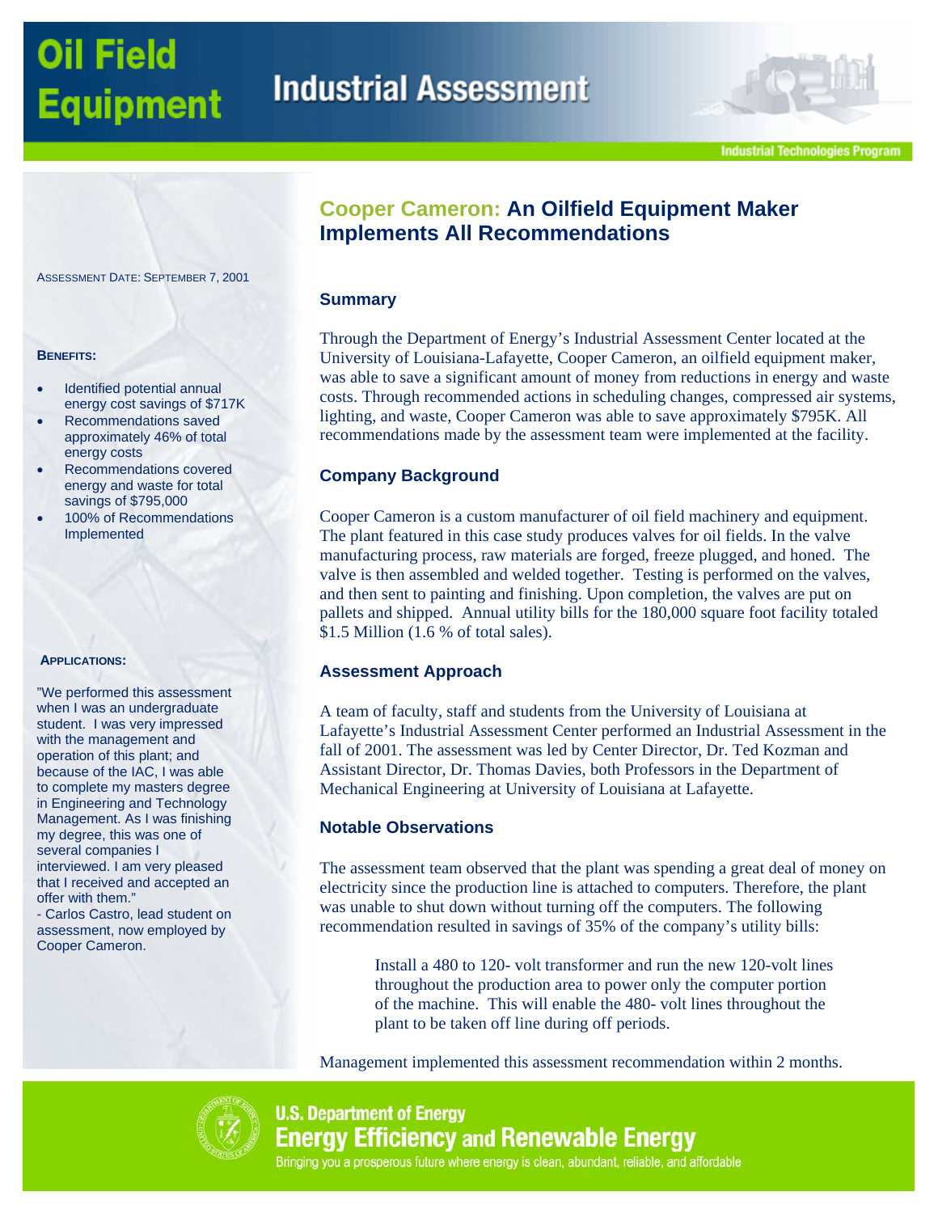# Oil Field Equipment

## Industrial Assessment

Industrial Technologies Program

ASSESSMENT DATE: SEPTEMBER 7, 2001

**BENEFITS:**

- Identified potential annual energy cost savings of $717K
- Recommendations saved approximately 46% of total energy costs
- Recommendations covered energy and waste for total savings of $795,000
- 100% of Recommendations Implemented

**APPLICATIONS:**

"We performed this assessment when I was an undergraduate student. I was very impressed with the management and operation of this plant; and because of the IAC, I was able to complete my masters degree in Engineering and Technology Management. As I was finishing my degree, this was one of several companies I interviewed. I am very pleased that I received and accepted an offer with them."
- Carlos Castro, lead student on assessment, now employed by Cooper Cameron.

## Cooper Cameron: An Oilfield Equipment Maker Implements All Recommendations

### Summary

Through the Department of Energy's Industrial Assessment Center located at the University of Louisiana-Lafayette, Cooper Cameron, an oilfield equipment maker, was able to save a significant amount of money from reductions in energy and waste costs. Through recommended actions in scheduling changes, compressed air systems, lighting, and waste, Cooper Cameron was able to save approximately $795K. All recommendations made by the assessment team were implemented at the facility.

### Company Background

Cooper Cameron is a custom manufacturer of oil field machinery and equipment. The plant featured in this case study produces valves for oil fields. In the valve manufacturing process, raw materials are forged, freeze plugged, and honed. The valve is then assembled and welded together. Testing is performed on the valves, and then sent to painting and finishing. Upon completion, the valves are put on pallets and shipped. Annual utility bills for the 180,000 square foot facility totaled $1.5 Million (1.6 % of total sales).

### Assessment Approach

A team of faculty, staff and students from the University of Louisiana at Lafayette's Industrial Assessment Center performed an Industrial Assessment in the fall of 2001. The assessment was led by Center Director, Dr. Ted Kozman and Assistant Director, Dr. Thomas Davies, both Professors in the Department of Mechanical Engineering at University of Louisiana at Lafayette.

### Notable Observations

The assessment team observed that the plant was spending a great deal of money on electricity since the production line is attached to computers. Therefore, the plant was unable to shut down without turning off the computers. The following recommendation resulted in savings of 35% of the company's utility bills:

> Install a 480 to 120- volt transformer and run the new 120-volt lines throughout the production area to power only the computer portion of the machine. This will enable the 480- volt lines throughout the plant to be taken off line during off periods.

Management implemented this assessment recommendation within 2 months.

**U.S. Department of Energy**
**Energy Efficiency and Renewable Energy**
Bringing you a prosperous future where energy is clean, abundant, reliable, and affordable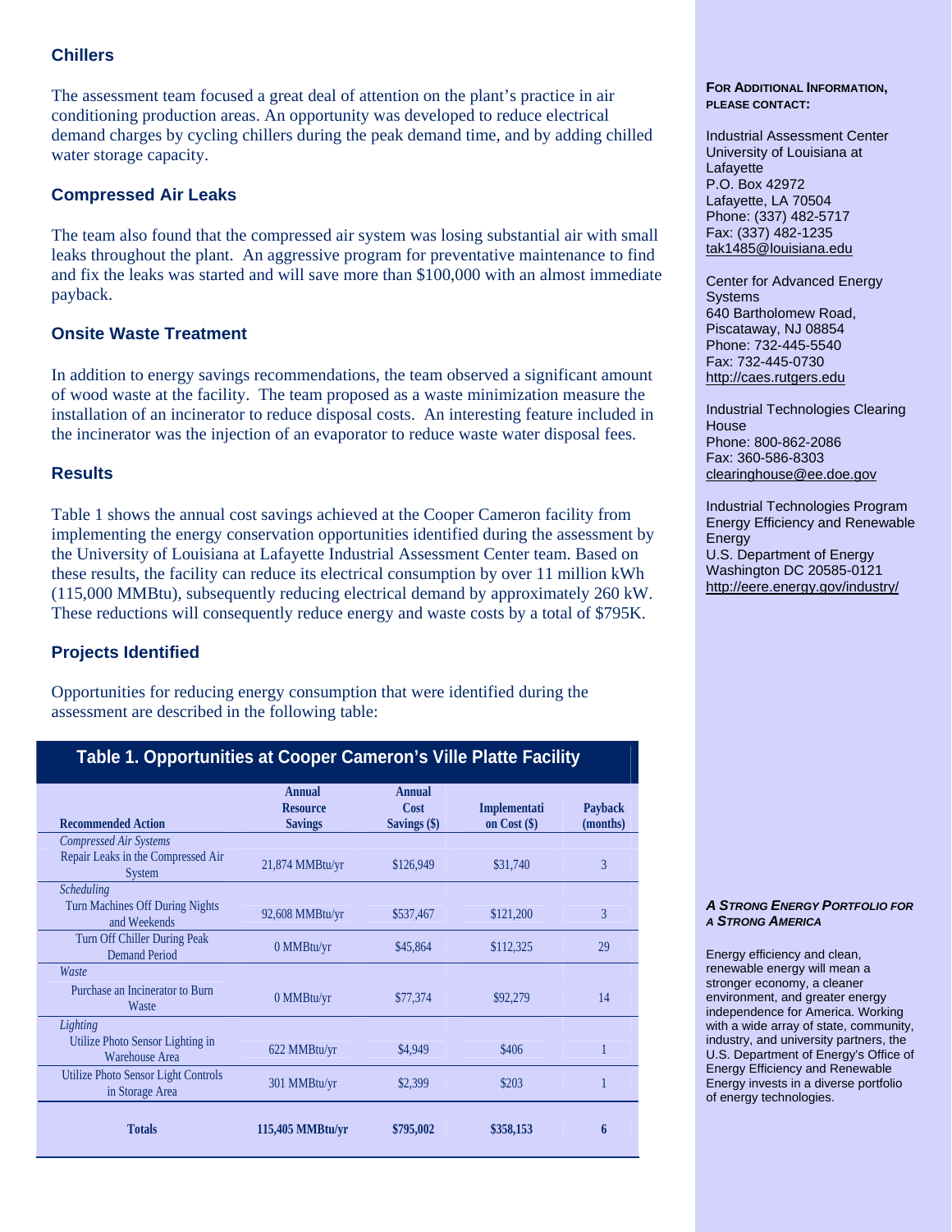### Chillers

The assessment team focused a great deal of attention on the plant's practice in air conditioning production areas. An opportunity was developed to reduce electrical demand charges by cycling chillers during the peak demand time, and by adding chilled water storage capacity.

### Compressed Air Leaks

The team also found that the compressed air system was losing substantial air with small leaks throughout the plant. An aggressive program for preventative maintenance to find and fix the leaks was started and will save more than $100,000 with an almost immediate payback.

### Onsite Waste Treatment

In addition to energy savings recommendations, the team observed a significant amount of wood waste at the facility. The team proposed as a waste minimization measure the installation of an incinerator to reduce disposal costs. An interesting feature included in the incinerator was the injection of an evaporator to reduce waste water disposal fees.

### Results

Table 1 shows the annual cost savings achieved at the Cooper Cameron facility from implementing the energy conservation opportunities identified during the assessment by the University of Louisiana at Lafayette Industrial Assessment Center team. Based on these results, the facility can reduce its electrical consumption by over 11 million kWh (115,000 MMBtu), subsequently reducing electrical demand by approximately 260 kW. These reductions will consequently reduce energy and waste costs by a total of $795K.

### Projects Identified

Opportunities for reducing energy consumption that were identified during the assessment are described in the following table:

**Table 1. Opportunities at Cooper Cameron's Ville Platte Facility**

| Recommended Action | Annual Resource Savings | Annual Cost Savings ($) | Implementation Cost ($) | Payback (months) |
|---|---|---|---|---|
| *Compressed Air Systems* | | | | |
| Repair Leaks in the Compressed Air System | 21,874 MMBtu/yr | $126,949 | $31,740 | 3 |
| *Scheduling* | | | | |
| Turn Machines Off During Nights and Weekends | 92,608 MMBtu/yr | $537,467 | $121,200 | 3 |
| Turn Off Chiller During Peak Demand Period | 0 MMBtu/yr | $45,864 | $112,325 | 29 |
| *Waste* | | | | |
| Purchase an Incinerator to Burn Waste | 0 MMBtu/yr | $77,374 | $92,279 | 14 |
| *Lighting* | | | | |
| Utilize Photo Sensor Lighting in Warehouse Area | 622 MMBtu/yr | $4,949 | $406 | 1 |
| Utilize Photo Sensor Light Controls in Storage Area | 301 MMBtu/yr | $2,399 | $203 | 1 |
| **Totals** | **115,405 MMBtu/yr** | **$795,002** | **$358,153** | **6** |

**For Additional Information, please contact:**

Industrial Assessment Center
University of Louisiana at Lafayette
P.O. Box 42972
Lafayette, LA 70504
Phone: (337) 482-5717
Fax: (337) 482-1235
tak1485@louisiana.edu

Center for Advanced Energy Systems
640 Bartholomew Road,
Piscataway, NJ 08854
Phone: 732-445-5540
Fax: 732-445-0730
http://caes.rutgers.edu

Industrial Technologies Clearing House
Phone: 800-862-2086
Fax: 360-586-8303
clearinghouse@ee.doe.gov

Industrial Technologies Program
Energy Efficiency and Renewable Energy
U.S. Department of Energy
Washington DC 20585-0121
http://eere.energy.gov/industry/

***A Strong Energy Portfolio for a Strong America***

Energy efficiency and clean, renewable energy will mean a stronger economy, a cleaner environment, and greater energy independence for America. Working with a wide array of state, community, industry, and university partners, the U.S. Department of Energy's Office of Energy Efficiency and Renewable Energy invests in a diverse portfolio of energy technologies.